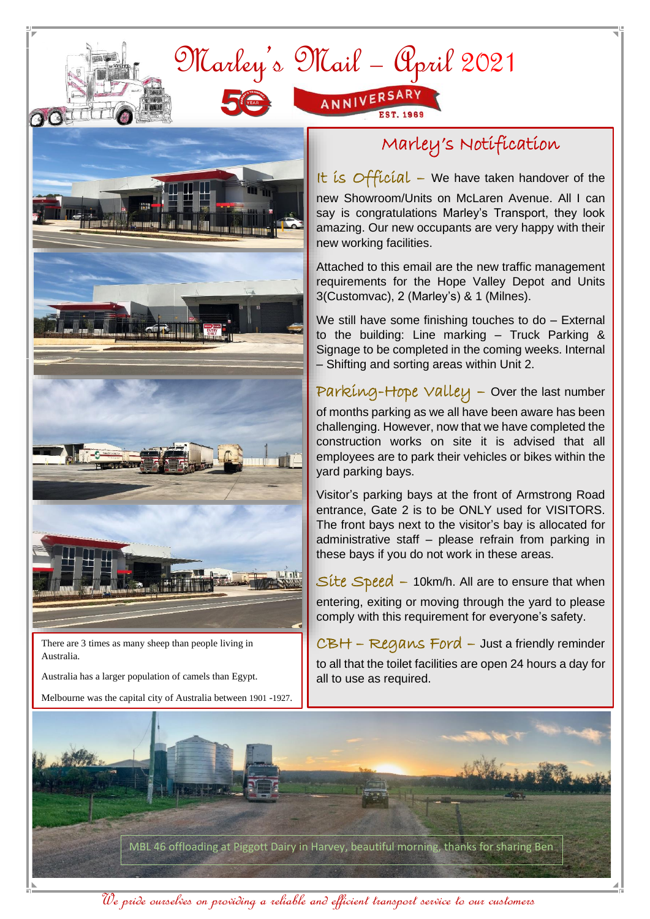# Marley's Mail – April 2021

50 YEAR ANNIVERSARY EST. 1969

## Marley's Notification

**It is Official** – We have taken handover of the new Showroom/Units on McLaren Avenue. All I can say is congratulations Marley's Transport, they look amazing. Our new occupants are very happy with their new working facilities.

Attached to this email are the new traffic management requirements for the Hope Valley Depot and Units 3(Customvac), 2 (Marley's) & 1 (Milnes).

We still have some finishing touches to do – External to the building: Line marking – Truck Parking & Signage to be completed in the coming weeks. Internal – Shifting and sorting areas within Unit 2.

**Parking-Hope Valley** – Over the last number of months parking as we all have been aware has been challenging. However, now that we have completed the construction works on site it is advised that all employees are to park their vehicles or bikes within the yard parking bays.

Visitor's parking bays at the front of Armstrong Road entrance, Gate 2 is to be ONLY used for VISITORS. The front bays next to the visitor's bay is allocated for administrative staff – please refrain from parking in these bays if you do not work in these areas.

**Site Speed** – 10km/h. All are to ensure that when entering, exiting or moving through the yard to please comply with this requirement for everyone's safety.

**CBH – Regans Ford** – Just a friendly reminder to all that the toilet facilities are open 24 hours a day for all to use as required.

There are 3 times as many sheep than people living in Australia.

Australia has a larger population of camels than Egypt.

Melbourne was the capital city of Australia between 1901 -1927.

MBL 46 offloading at Piggott Dairy in Harvey, beautiful morning, thanks for sharing Ben

*We pride ourselves on providing a reliable and efficient transport service to our customers*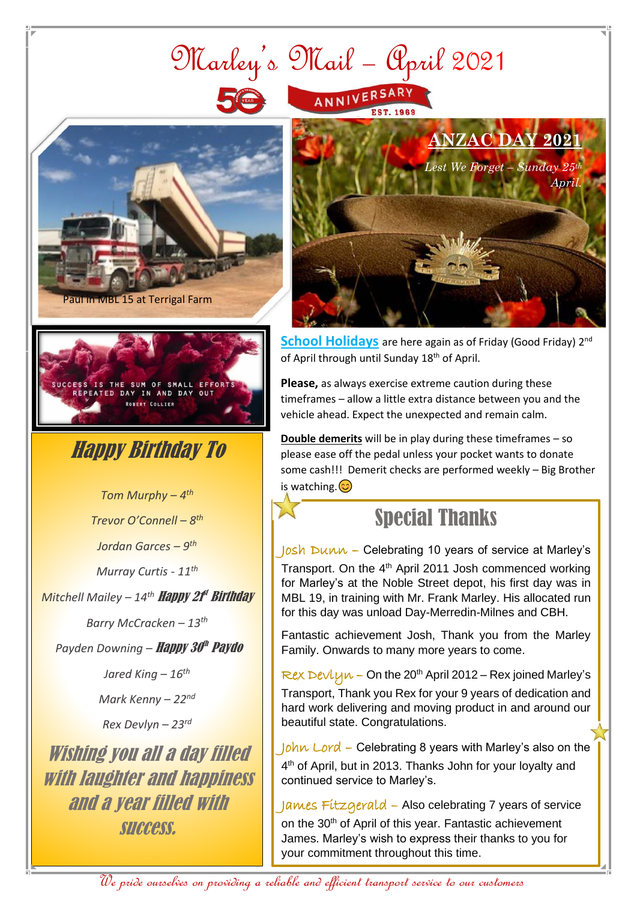# Marley's Mail – April 2021

50 YEAR ANNIVERSARY EST. 1969

Paul in MBL 15 at Terrigal Farm

## ANZAC DAY 2021

*Lest We Forget – Sunday 25th April.*

SUCCESS IS THE SUM OF SMALL EFFORTS REPEATED DAY IN AND DAY OUT

ROBERT COLLIER

## Happy Birthday To

*Tom Murphy – 4th*

*Trevor O'Connell – 8th*

*Jordan Garces – 9th*

*Murray Curtis - 11th*

*Mitchell Mailey – 14th* **Happy 21st Birthday**

*Barry McCracken – 13th*

*Payden Downing –* **Happy 30th Paydo**

*Jared King – 16th*

*Mark Kenny – 22nd*

*Rex Devlyn – 23rd*

**Wishing you all a day filled with laughter and happiness and a year filled with success.**

**School Holidays** are here again as of Friday (Good Friday) 2nd of April through until Sunday 18th of April.

**Please,** as always exercise extreme caution during these timeframes – allow a little extra distance between you and the vehicle ahead. Expect the unexpected and remain calm.

**Double demerits** will be in play during these timeframes – so please ease off the pedal unless your pocket wants to donate some cash!!! Demerit checks are performed weekly – Big Brother is watching. 😊

## Special Thanks

Josh Dunn – Celebrating 10 years of service at Marley's Transport. On the 4th April 2011 Josh commenced working for Marley's at the Noble Street depot, his first day was in MBL 19, in training with Mr. Frank Marley. His allocated run for this day was unload Day-Merredin-Milnes and CBH.

Fantastic achievement Josh, Thank you from the Marley Family. Onwards to many more years to come.

Rex Devlyn – On the 20th April 2012 – Rex joined Marley's Transport, Thank you Rex for your 9 years of dedication and hard work delivering and moving product in and around our beautiful state. Congratulations.

John Lord – Celebrating 8 years with Marley's also on the 4th of April, but in 2013. Thanks John for your loyalty and continued service to Marley's.

James Fitzgerald – Also celebrating 7 years of service on the 30th of April of this year. Fantastic achievement James. Marley's wish to express their thanks to you for your commitment throughout this time.

*We pride ourselves on providing a reliable and efficient transport service to our customers*